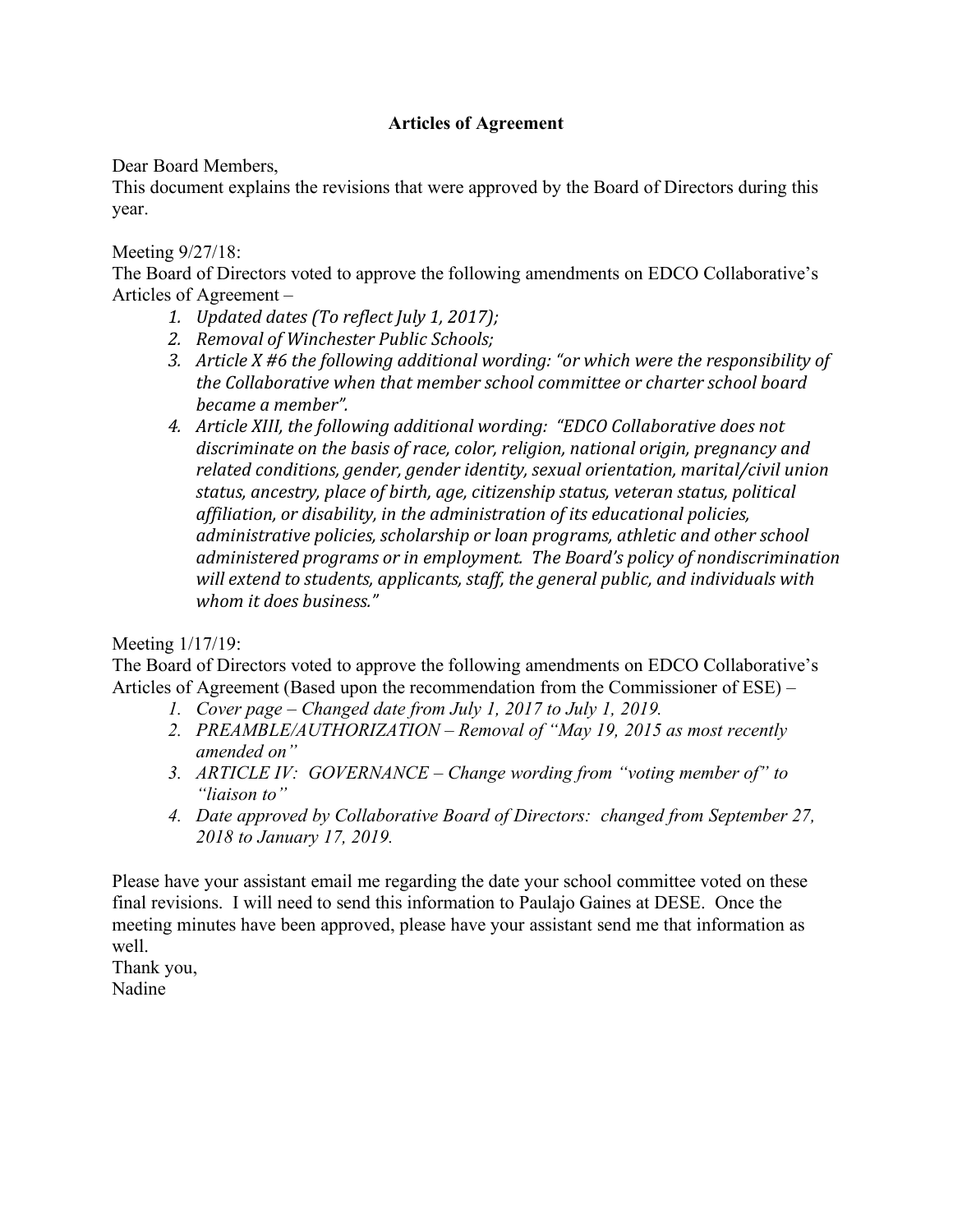**Articles of Agreement**

Dear Board Members,
This document explains the revisions that were approved by the Board of Directors during this year.

Meeting 9/27/18:
The Board of Directors voted to approve the following amendments on EDCO Collaborative's Articles of Agreement –

1. *Updated dates (To reflect July 1, 2017);*
2. *Removal of Winchester Public Schools;*
3. *Article X #6 the following additional wording: "or which were the responsibility of the Collaborative when that member school committee or charter school board became a member".*
4. *Article XIII, the following additional wording: "EDCO Collaborative does not discriminate on the basis of race, color, religion, national origin, pregnancy and related conditions, gender, gender identity, sexual orientation, marital/civil union status, ancestry, place of birth, age, citizenship status, veteran status, political affiliation, or disability, in the administration of its educational policies, administrative policies, scholarship or loan programs, athletic and other school administered programs or in employment. The Board's policy of nondiscrimination will extend to students, applicants, staff, the general public, and individuals with whom it does business."*

Meeting 1/17/19:
The Board of Directors voted to approve the following amendments on EDCO Collaborative's Articles of Agreement (Based upon the recommendation from the Commissioner of ESE) –

1. *Cover page – Changed date from July 1, 2017 to July 1, 2019.*
2. *PREAMBLE/AUTHORIZATION – Removal of "May 19, 2015 as most recently amended on"*
3. *ARTICLE IV: GOVERNANCE – Change wording from "voting member of" to "liaison to"*
4. *Date approved by Collaborative Board of Directors: changed from September 27, 2018 to January 17, 2019.*

Please have your assistant email me regarding the date your school committee voted on these final revisions. I will need to send this information to Paulajo Gaines at DESE. Once the meeting minutes have been approved, please have your assistant send me that information as well.
Thank you,
Nadine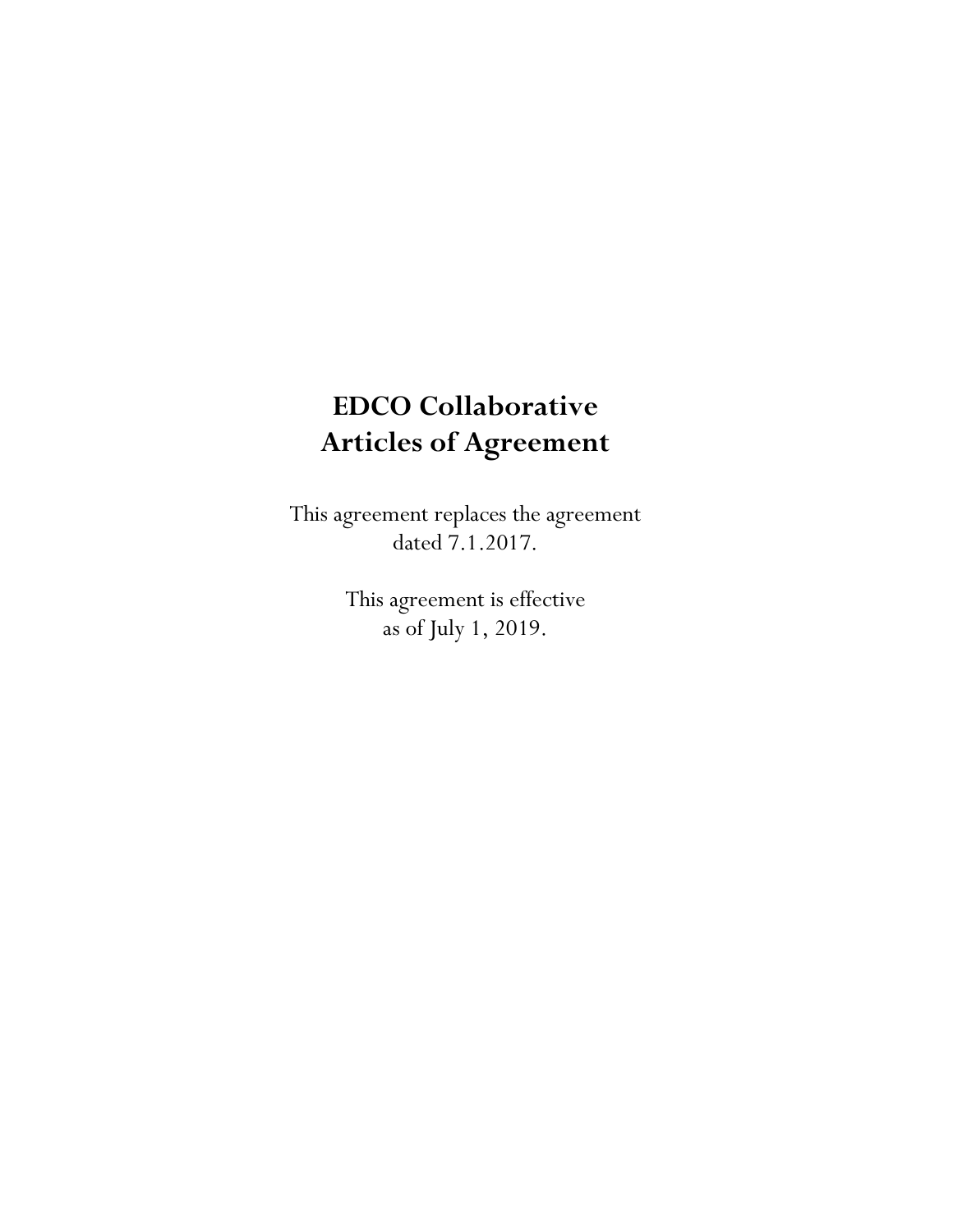# EDCO Collaborative
# Articles of Agreement

This agreement replaces the agreement dated 7.1.2017.

This agreement is effective as of July 1, 2019.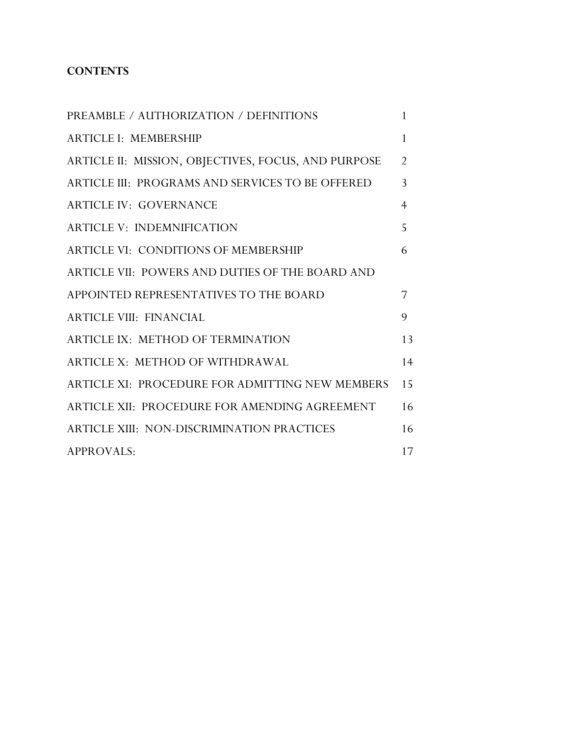**CONTENTS**

| | |
|---|---|
| PREAMBLE / AUTHORIZATION / DEFINITIONS | 1 |
| ARTICLE I: MEMBERSHIP | 1 |
| ARTICLE II: MISSION, OBJECTIVES, FOCUS, AND PURPOSE | 2 |
| ARTICLE III: PROGRAMS AND SERVICES TO BE OFFERED | 3 |
| ARTICLE IV: GOVERNANCE | 4 |
| ARTICLE V: INDEMNIFICATION | 5 |
| ARTICLE VI: CONDITIONS OF MEMBERSHIP | 6 |
| ARTICLE VII: POWERS AND DUTIES OF THE BOARD AND APPOINTED REPRESENTATIVES TO THE BOARD | 7 |
| ARTICLE VIII: FINANCIAL | 9 |
| ARTICLE IX: METHOD OF TERMINATION | 13 |
| ARTICLE X: METHOD OF WITHDRAWAL | 14 |
| ARTICLE XI: PROCEDURE FOR ADMITTING NEW MEMBERS | 15 |
| ARTICLE XII: PROCEDURE FOR AMENDING AGREEMENT | 16 |
| ARTICLE XIII: NON-DISCRIMINATION PRACTICES | 16 |
| APPROVALS: | 17 |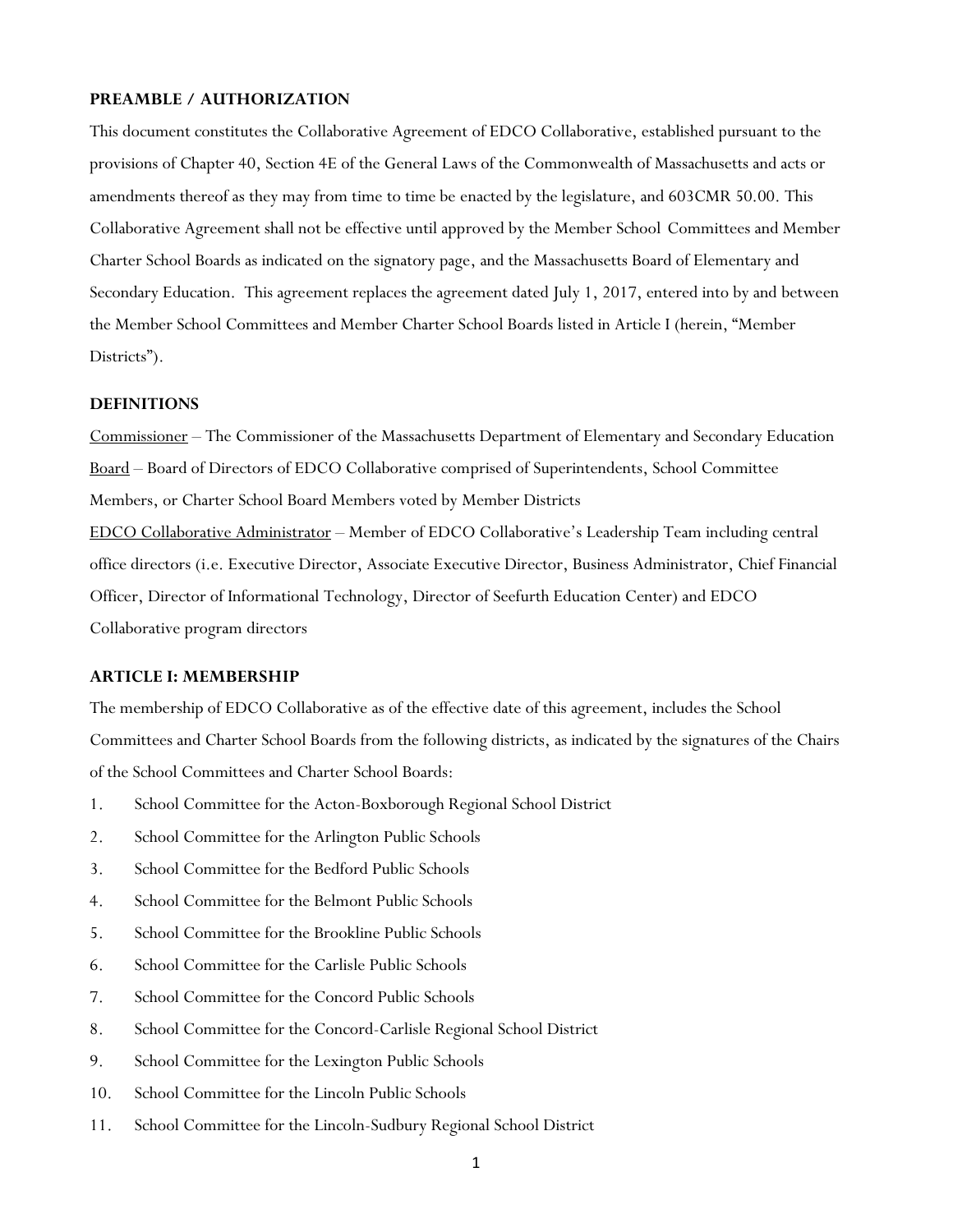## PREAMBLE / AUTHORIZATION

This document constitutes the Collaborative Agreement of EDCO Collaborative, established pursuant to the provisions of Chapter 40, Section 4E of the General Laws of the Commonwealth of Massachusetts and acts or amendments thereof as they may from time to time be enacted by the legislature, and 603CMR 50.00. This Collaborative Agreement shall not be effective until approved by the Member School Committees and Member Charter School Boards as indicated on the signatory page, and the Massachusetts Board of Elementary and Secondary Education. This agreement replaces the agreement dated July 1, 2017, entered into by and between the Member School Committees and Member Charter School Boards listed in Article I (herein, "Member Districts").

## DEFINITIONS

Commissioner – The Commissioner of the Massachusetts Department of Elementary and Secondary Education

Board – Board of Directors of EDCO Collaborative comprised of Superintendents, School Committee Members, or Charter School Board Members voted by Member Districts

EDCO Collaborative Administrator – Member of EDCO Collaborative's Leadership Team including central office directors (i.e. Executive Director, Associate Executive Director, Business Administrator, Chief Financial Officer, Director of Informational Technology, Director of Seefurth Education Center) and EDCO Collaborative program directors

## ARTICLE I: MEMBERSHIP

The membership of EDCO Collaborative as of the effective date of this agreement, includes the School Committees and Charter School Boards from the following districts, as indicated by the signatures of the Chairs of the School Committees and Charter School Boards:

1. School Committee for the Acton-Boxborough Regional School District
2. School Committee for the Arlington Public Schools
3. School Committee for the Bedford Public Schools
4. School Committee for the Belmont Public Schools
5. School Committee for the Brookline Public Schools
6. School Committee for the Carlisle Public Schools
7. School Committee for the Concord Public Schools
8. School Committee for the Concord-Carlisle Regional School District
9. School Committee for the Lexington Public Schools
10. School Committee for the Lincoln Public Schools
11. School Committee for the Lincoln-Sudbury Regional School District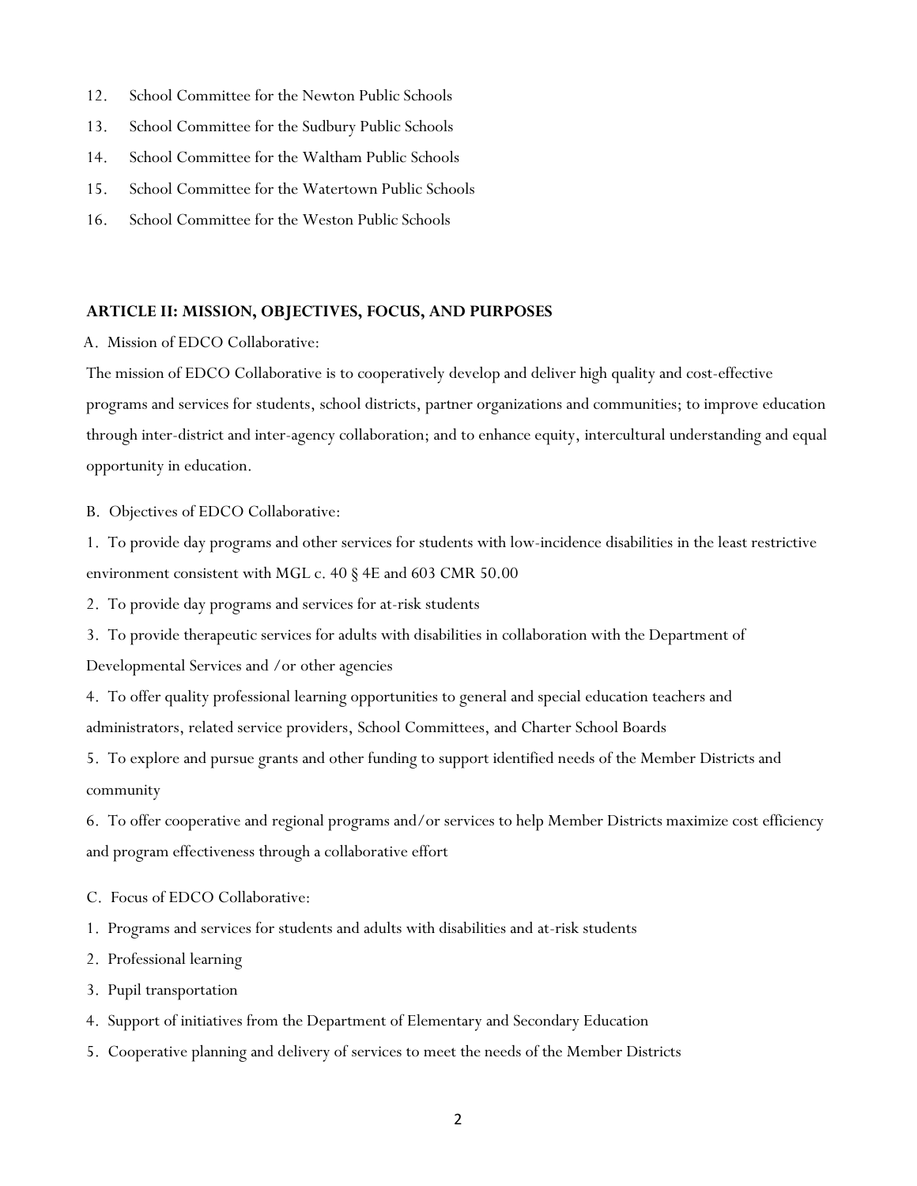12. School Committee for the Newton Public Schools
13. School Committee for the Sudbury Public Schools
14. School Committee for the Waltham Public Schools
15. School Committee for the Watertown Public Schools
16. School Committee for the Weston Public Schools

## ARTICLE II: MISSION, OBJECTIVES, FOCUS, AND PURPOSES

A. Mission of EDCO Collaborative:

The mission of EDCO Collaborative is to cooperatively develop and deliver high quality and cost-effective programs and services for students, school districts, partner organizations and communities; to improve education through inter-district and inter-agency collaboration; and to enhance equity, intercultural understanding and equal opportunity in education.

B. Objectives of EDCO Collaborative:

1. To provide day programs and other services for students with low-incidence disabilities in the least restrictive environment consistent with MGL c. 40 § 4E and 603 CMR 50.00
2. To provide day programs and services for at-risk students
3. To provide therapeutic services for adults with disabilities in collaboration with the Department of Developmental Services and /or other agencies
4. To offer quality professional learning opportunities to general and special education teachers and administrators, related service providers, School Committees, and Charter School Boards
5. To explore and pursue grants and other funding to support identified needs of the Member Districts and community
6. To offer cooperative and regional programs and/or services to help Member Districts maximize cost efficiency and program effectiveness through a collaborative effort

C. Focus of EDCO Collaborative:

1. Programs and services for students and adults with disabilities and at-risk students
2. Professional learning
3. Pupil transportation
4. Support of initiatives from the Department of Elementary and Secondary Education
5. Cooperative planning and delivery of services to meet the needs of the Member Districts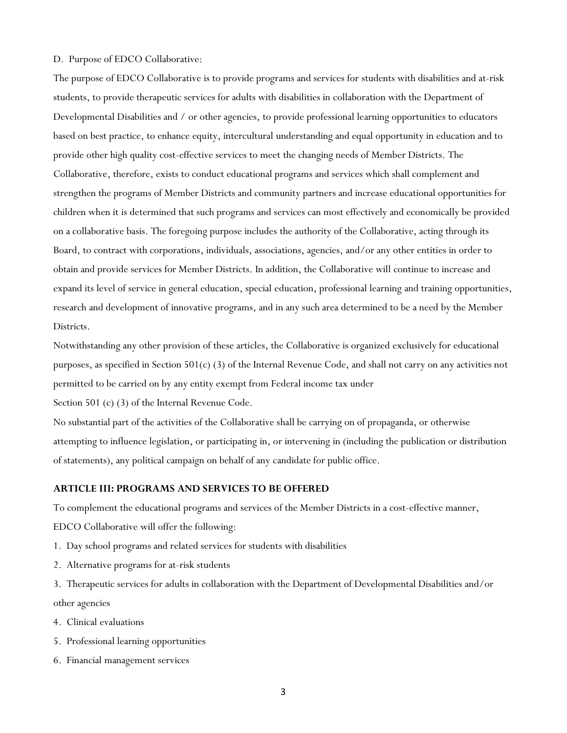D. Purpose of EDCO Collaborative:

The purpose of EDCO Collaborative is to provide programs and services for students with disabilities and at-risk students, to provide therapeutic services for adults with disabilities in collaboration with the Department of Developmental Disabilities and / or other agencies, to provide professional learning opportunities to educators based on best practice, to enhance equity, intercultural understanding and equal opportunity in education and to provide other high quality cost-effective services to meet the changing needs of Member Districts. The Collaborative, therefore, exists to conduct educational programs and services which shall complement and strengthen the programs of Member Districts and community partners and increase educational opportunities for children when it is determined that such programs and services can most effectively and economically be provided on a collaborative basis. The foregoing purpose includes the authority of the Collaborative, acting through its Board, to contract with corporations, individuals, associations, agencies, and/or any other entities in order to obtain and provide services for Member Districts. In addition, the Collaborative will continue to increase and expand its level of service in general education, special education, professional learning and training opportunities, research and development of innovative programs, and in any such area determined to be a need by the Member Districts.

Notwithstanding any other provision of these articles, the Collaborative is organized exclusively for educational purposes, as specified in Section 501(c) (3) of the Internal Revenue Code, and shall not carry on any activities not permitted to be carried on by any entity exempt from Federal income tax under Section 501 (c) (3) of the Internal Revenue Code.

No substantial part of the activities of the Collaborative shall be carrying on of propaganda, or otherwise attempting to influence legislation, or participating in, or intervening in (including the publication or distribution of statements), any political campaign on behalf of any candidate for public office.

**ARTICLE III: PROGRAMS AND SERVICES TO BE OFFERED**

To complement the educational programs and services of the Member Districts in a cost-effective manner, EDCO Collaborative will offer the following:

1. Day school programs and related services for students with disabilities
2. Alternative programs for at-risk students
3. Therapeutic services for adults in collaboration with the Department of Developmental Disabilities and/or other agencies
4. Clinical evaluations
5. Professional learning opportunities
6. Financial management services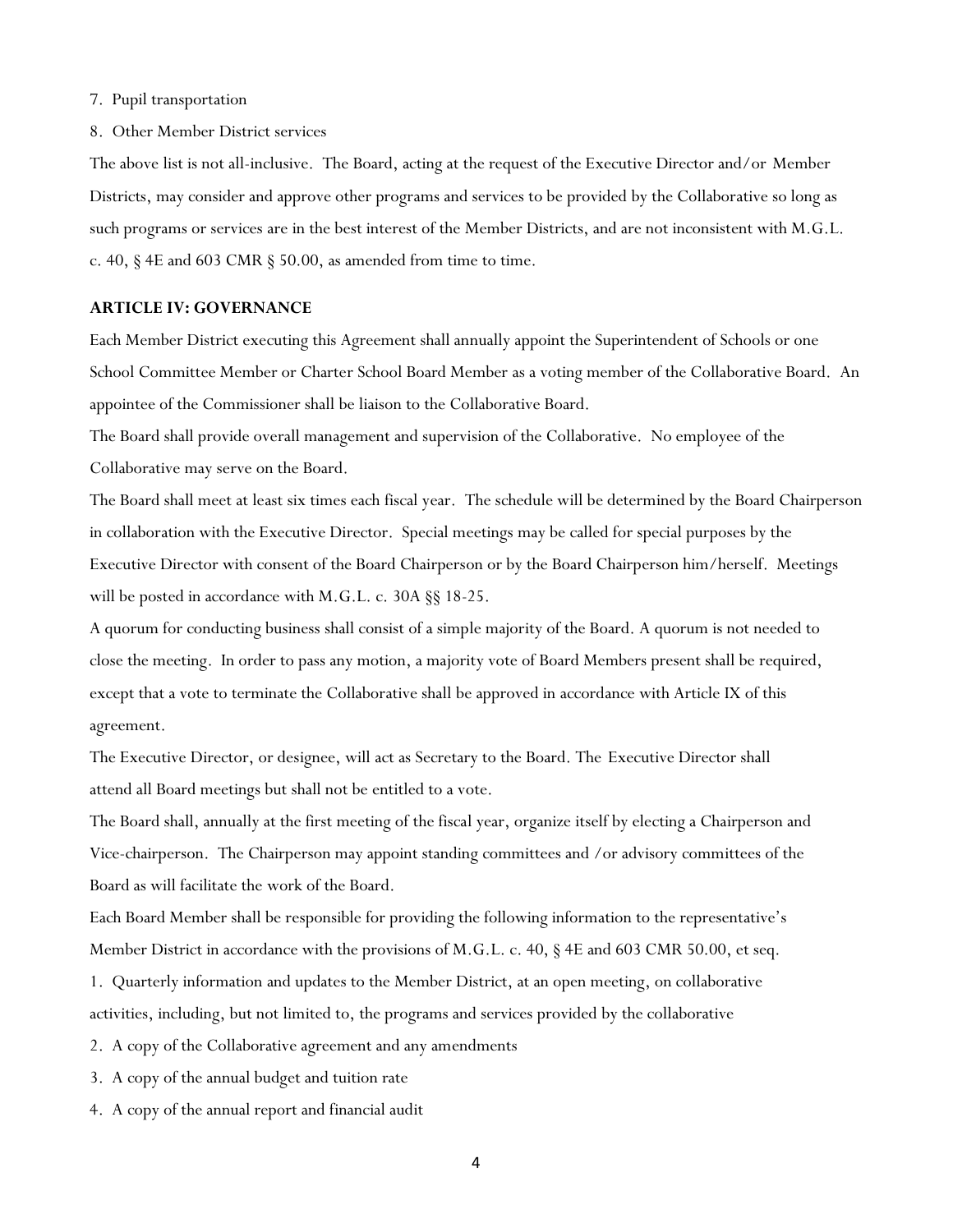7. Pupil transportation
8. Other Member District services

The above list is not all-inclusive. The Board, acting at the request of the Executive Director and/or Member Districts, may consider and approve other programs and services to be provided by the Collaborative so long as such programs or services are in the best interest of the Member Districts, and are not inconsistent with M.G.L. c. 40, § 4E and 603 CMR § 50.00, as amended from time to time.

## ARTICLE IV: GOVERNANCE

Each Member District executing this Agreement shall annually appoint the Superintendent of Schools or one School Committee Member or Charter School Board Member as a voting member of the Collaborative Board. An appointee of the Commissioner shall be liaison to the Collaborative Board.

The Board shall provide overall management and supervision of the Collaborative. No employee of the Collaborative may serve on the Board.

The Board shall meet at least six times each fiscal year. The schedule will be determined by the Board Chairperson in collaboration with the Executive Director. Special meetings may be called for special purposes by the Executive Director with consent of the Board Chairperson or by the Board Chairperson him/herself. Meetings will be posted in accordance with M.G.L. c. 30A §§ 18-25.

A quorum for conducting business shall consist of a simple majority of the Board. A quorum is not needed to close the meeting. In order to pass any motion, a majority vote of Board Members present shall be required, except that a vote to terminate the Collaborative shall be approved in accordance with Article IX of this agreement.

The Executive Director, or designee, will act as Secretary to the Board. The Executive Director shall attend all Board meetings but shall not be entitled to a vote.

The Board shall, annually at the first meeting of the fiscal year, organize itself by electing a Chairperson and Vice-chairperson. The Chairperson may appoint standing committees and /or advisory committees of the Board as will facilitate the work of the Board.

Each Board Member shall be responsible for providing the following information to the representative's Member District in accordance with the provisions of M.G.L. c. 40, § 4E and 603 CMR 50.00, et seq.

1. Quarterly information and updates to the Member District, at an open meeting, on collaborative activities, including, but not limited to, the programs and services provided by the collaborative
2. A copy of the Collaborative agreement and any amendments
3. A copy of the annual budget and tuition rate
4. A copy of the annual report and financial audit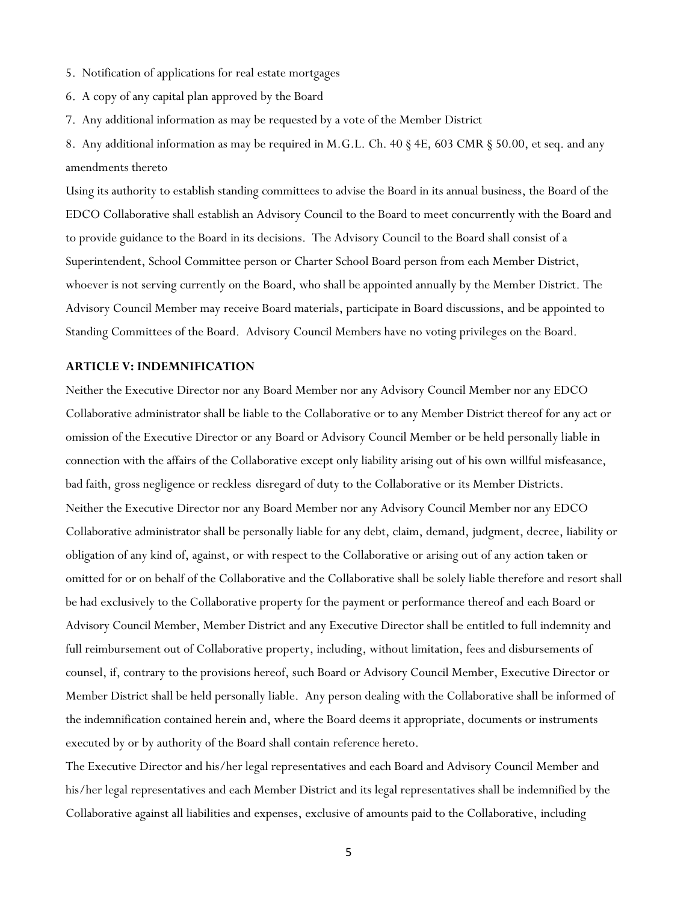5. Notification of applications for real estate mortgages

6. A copy of any capital plan approved by the Board

7. Any additional information as may be requested by a vote of the Member District

8. Any additional information as may be required in M.G.L. Ch. 40 § 4E, 603 CMR § 50.00, et seq. and any amendments thereto

Using its authority to establish standing committees to advise the Board in its annual business, the Board of the EDCO Collaborative shall establish an Advisory Council to the Board to meet concurrently with the Board and to provide guidance to the Board in its decisions. The Advisory Council to the Board shall consist of a Superintendent, School Committee person or Charter School Board person from each Member District, whoever is not serving currently on the Board, who shall be appointed annually by the Member District. The Advisory Council Member may receive Board materials, participate in Board discussions, and be appointed to Standing Committees of the Board. Advisory Council Members have no voting privileges on the Board.

**ARTICLE V: INDEMNIFICATION**

Neither the Executive Director nor any Board Member nor any Advisory Council Member nor any EDCO Collaborative administrator shall be liable to the Collaborative or to any Member District thereof for any act or omission of the Executive Director or any Board or Advisory Council Member or be held personally liable in connection with the affairs of the Collaborative except only liability arising out of his own willful misfeasance, bad faith, gross negligence or reckless disregard of duty to the Collaborative or its Member Districts.

Neither the Executive Director nor any Board Member nor any Advisory Council Member nor any EDCO Collaborative administrator shall be personally liable for any debt, claim, demand, judgment, decree, liability or obligation of any kind of, against, or with respect to the Collaborative or arising out of any action taken or omitted for or on behalf of the Collaborative and the Collaborative shall be solely liable therefore and resort shall be had exclusively to the Collaborative property for the payment or performance thereof and each Board or Advisory Council Member, Member District and any Executive Director shall be entitled to full indemnity and full reimbursement out of Collaborative property, including, without limitation, fees and disbursements of counsel, if, contrary to the provisions hereof, such Board or Advisory Council Member, Executive Director or Member District shall be held personally liable. Any person dealing with the Collaborative shall be informed of the indemnification contained herein and, where the Board deems it appropriate, documents or instruments executed by or by authority of the Board shall contain reference hereto.

The Executive Director and his/her legal representatives and each Board and Advisory Council Member and his/her legal representatives and each Member District and its legal representatives shall be indemnified by the Collaborative against all liabilities and expenses, exclusive of amounts paid to the Collaborative, including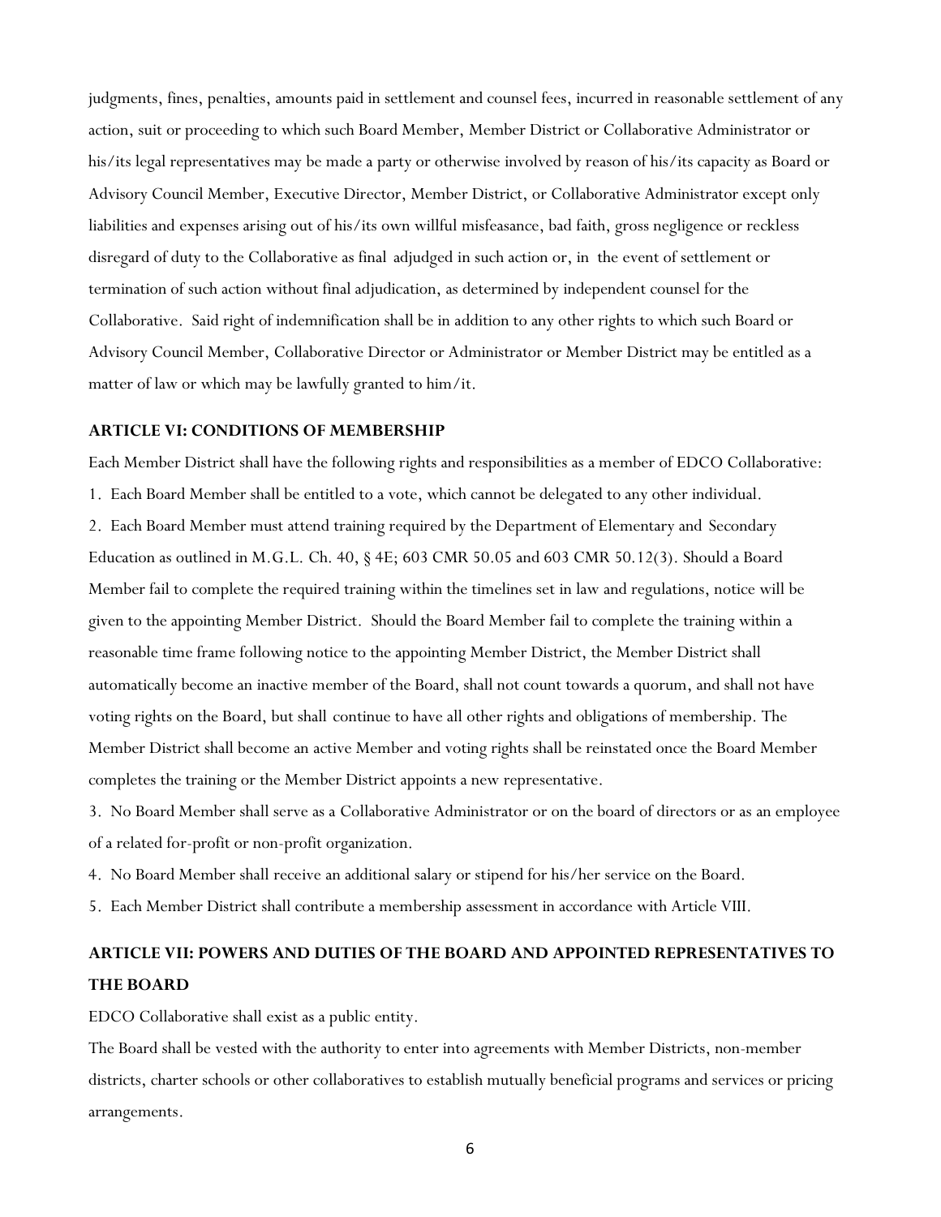judgments, fines, penalties, amounts paid in settlement and counsel fees, incurred in reasonable settlement of any action, suit or proceeding to which such Board Member, Member District or Collaborative Administrator or his/its legal representatives may be made a party or otherwise involved by reason of his/its capacity as Board or Advisory Council Member, Executive Director, Member District, or Collaborative Administrator except only liabilities and expenses arising out of his/its own willful misfeasance, bad faith, gross negligence or reckless disregard of duty to the Collaborative as final adjudged in such action or, in the event of settlement or termination of such action without final adjudication, as determined by independent counsel for the Collaborative. Said right of indemnification shall be in addition to any other rights to which such Board or Advisory Council Member, Collaborative Director or Administrator or Member District may be entitled as a matter of law or which may be lawfully granted to him/it.

### ARTICLE VI: CONDITIONS OF MEMBERSHIP

Each Member District shall have the following rights and responsibilities as a member of EDCO Collaborative:

1. Each Board Member shall be entitled to a vote, which cannot be delegated to any other individual.
2. Each Board Member must attend training required by the Department of Elementary and Secondary Education as outlined in M.G.L. Ch. 40, § 4E; 603 CMR 50.05 and 603 CMR 50.12(3). Should a Board Member fail to complete the required training within the timelines set in law and regulations, notice will be given to the appointing Member District. Should the Board Member fail to complete the training within a reasonable time frame following notice to the appointing Member District, the Member District shall automatically become an inactive member of the Board, shall not count towards a quorum, and shall not have voting rights on the Board, but shall continue to have all other rights and obligations of membership. The Member District shall become an active Member and voting rights shall be reinstated once the Board Member completes the training or the Member District appoints a new representative.
3. No Board Member shall serve as a Collaborative Administrator or on the board of directors or as an employee of a related for-profit or non-profit organization.
4. No Board Member shall receive an additional salary or stipend for his/her service on the Board.
5. Each Member District shall contribute a membership assessment in accordance with Article VIII.

### ARTICLE VII: POWERS AND DUTIES OF THE BOARD AND APPOINTED REPRESENTATIVES TO THE BOARD

EDCO Collaborative shall exist as a public entity.

The Board shall be vested with the authority to enter into agreements with Member Districts, non-member districts, charter schools or other collaboratives to establish mutually beneficial programs and services or pricing arrangements.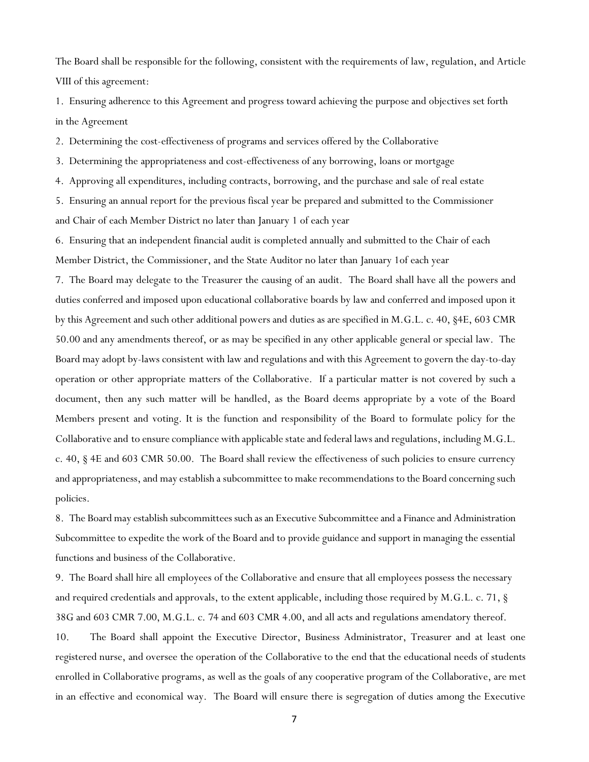The Board shall be responsible for the following, consistent with the requirements of law, regulation, and Article VIII of this agreement:

1. Ensuring adherence to this Agreement and progress toward achieving the purpose and objectives set forth in the Agreement
2. Determining the cost-effectiveness of programs and services offered by the Collaborative
3. Determining the appropriateness and cost-effectiveness of any borrowing, loans or mortgage
4. Approving all expenditures, including contracts, borrowing, and the purchase and sale of real estate
5. Ensuring an annual report for the previous fiscal year be prepared and submitted to the Commissioner and Chair of each Member District no later than January 1 of each year
6. Ensuring that an independent financial audit is completed annually and submitted to the Chair of each Member District, the Commissioner, and the State Auditor no later than January 1of each year
7. The Board may delegate to the Treasurer the causing of an audit. The Board shall have all the powers and duties conferred and imposed upon educational collaborative boards by law and conferred and imposed upon it by this Agreement and such other additional powers and duties as are specified in M.G.L. c. 40, §4E, 603 CMR 50.00 and any amendments thereof, or as may be specified in any other applicable general or special law. The Board may adopt by-laws consistent with law and regulations and with this Agreement to govern the day-to-day operation or other appropriate matters of the Collaborative. If a particular matter is not covered by such a document, then any such matter will be handled, as the Board deems appropriate by a vote of the Board Members present and voting. It is the function and responsibility of the Board to formulate policy for the Collaborative and to ensure compliance with applicable state and federal laws and regulations, including M.G.L. c. 40, § 4E and 603 CMR 50.00. The Board shall review the effectiveness of such policies to ensure currency and appropriateness, and may establish a subcommittee to make recommendations to the Board concerning such policies.
8. The Board may establish subcommittees such as an Executive Subcommittee and a Finance and Administration Subcommittee to expedite the work of the Board and to provide guidance and support in managing the essential functions and business of the Collaborative.
9. The Board shall hire all employees of the Collaborative and ensure that all employees possess the necessary and required credentials and approvals, to the extent applicable, including those required by M.G.L. c. 71, § 38G and 603 CMR 7.00, M.G.L. c. 74 and 603 CMR 4.00, and all acts and regulations amendatory thereof.
10. The Board shall appoint the Executive Director, Business Administrator, Treasurer and at least one registered nurse, and oversee the operation of the Collaborative to the end that the educational needs of students enrolled in Collaborative programs, as well as the goals of any cooperative program of the Collaborative, are met in an effective and economical way. The Board will ensure there is segregation of duties among the Executive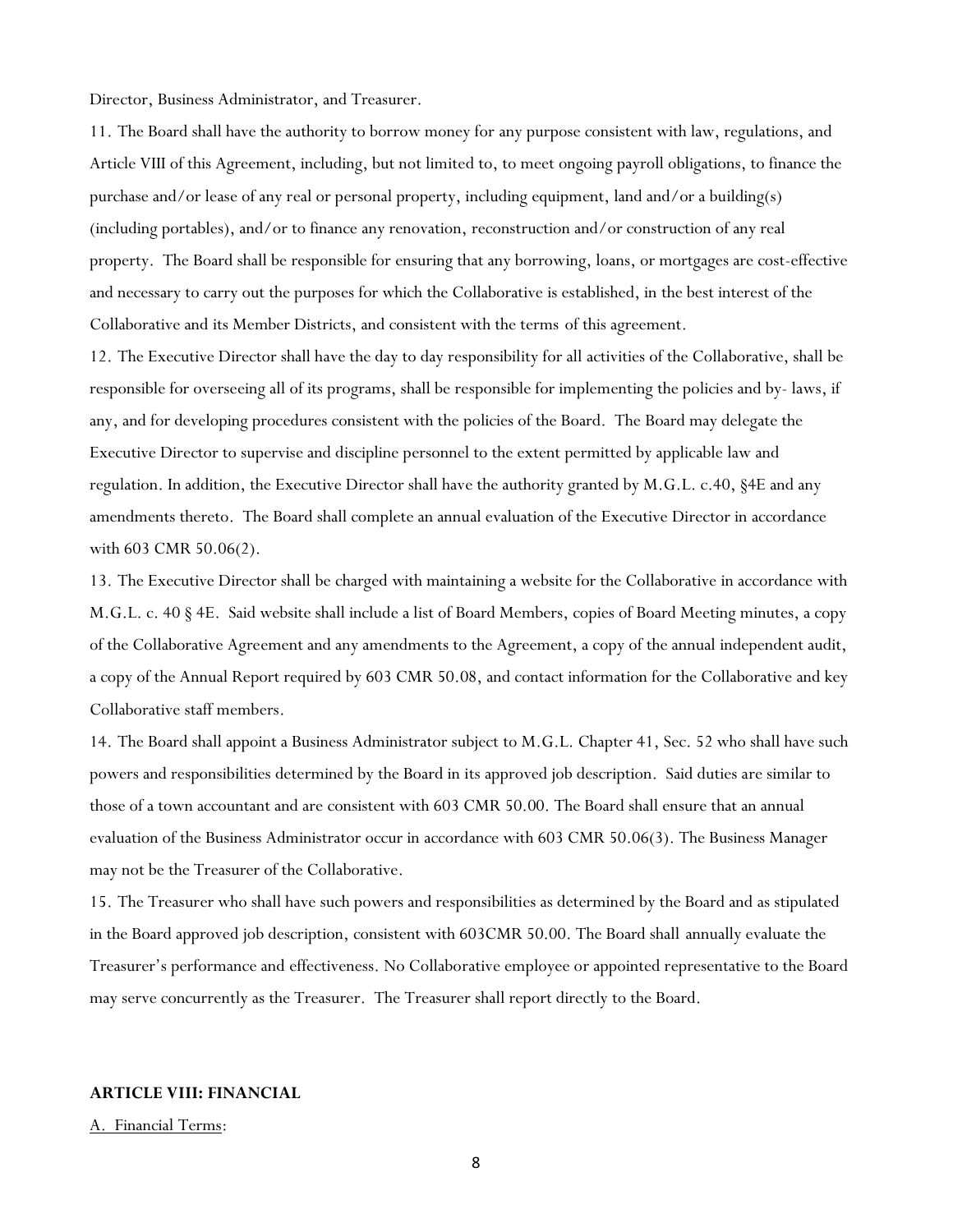Director, Business Administrator, and Treasurer.

11. The Board shall have the authority to borrow money for any purpose consistent with law, regulations, and Article VIII of this Agreement, including, but not limited to, to meet ongoing payroll obligations, to finance the purchase and/or lease of any real or personal property, including equipment, land and/or a building(s) (including portables), and/or to finance any renovation, reconstruction and/or construction of any real property. The Board shall be responsible for ensuring that any borrowing, loans, or mortgages are cost-effective and necessary to carry out the purposes for which the Collaborative is established, in the best interest of the Collaborative and its Member Districts, and consistent with the terms of this agreement.

12. The Executive Director shall have the day to day responsibility for all activities of the Collaborative, shall be responsible for overseeing all of its programs, shall be responsible for implementing the policies and by- laws, if any, and for developing procedures consistent with the policies of the Board. The Board may delegate the Executive Director to supervise and discipline personnel to the extent permitted by applicable law and regulation. In addition, the Executive Director shall have the authority granted by M.G.L. c.40, §4E and any amendments thereto. The Board shall complete an annual evaluation of the Executive Director in accordance with 603 CMR 50.06(2).

13. The Executive Director shall be charged with maintaining a website for the Collaborative in accordance with M.G.L. c. 40 § 4E. Said website shall include a list of Board Members, copies of Board Meeting minutes, a copy of the Collaborative Agreement and any amendments to the Agreement, a copy of the annual independent audit, a copy of the Annual Report required by 603 CMR 50.08, and contact information for the Collaborative and key Collaborative staff members.

14. The Board shall appoint a Business Administrator subject to M.G.L. Chapter 41, Sec. 52 who shall have such powers and responsibilities determined by the Board in its approved job description. Said duties are similar to those of a town accountant and are consistent with 603 CMR 50.00. The Board shall ensure that an annual evaluation of the Business Administrator occur in accordance with 603 CMR 50.06(3). The Business Manager may not be the Treasurer of the Collaborative.

15. The Treasurer who shall have such powers and responsibilities as determined by the Board and as stipulated in the Board approved job description, consistent with 603CMR 50.00. The Board shall annually evaluate the Treasurer's performance and effectiveness. No Collaborative employee or appointed representative to the Board may serve concurrently as the Treasurer. The Treasurer shall report directly to the Board.

## ARTICLE VIII: FINANCIAL

A. Financial Terms: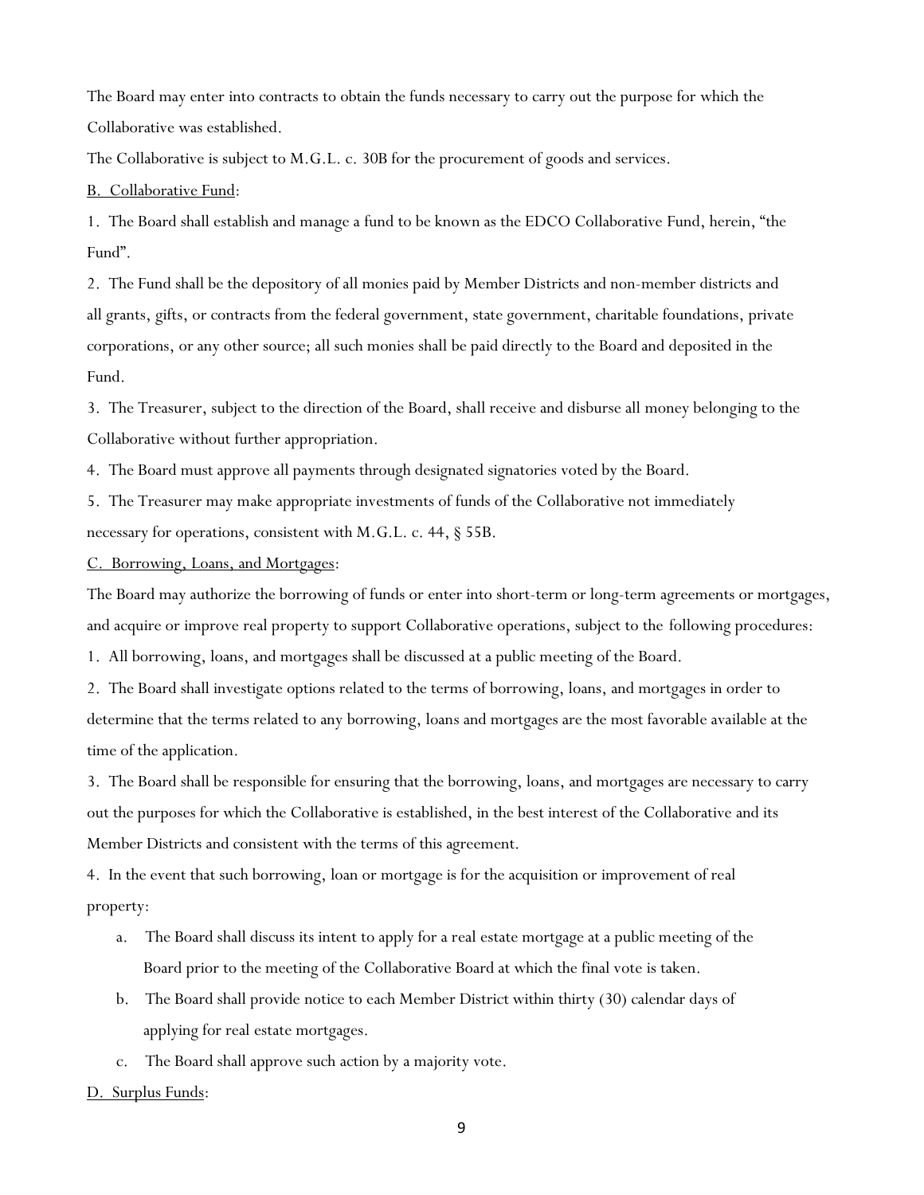The Board may enter into contracts to obtain the funds necessary to carry out the purpose for which the Collaborative was established.

The Collaborative is subject to M.G.L. c. 30B for the procurement of goods and services.

<u>B. Collaborative Fund</u>:

1. The Board shall establish and manage a fund to be known as the EDCO Collaborative Fund, herein, "the Fund".

2. The Fund shall be the depository of all monies paid by Member Districts and non-member districts and all grants, gifts, or contracts from the federal government, state government, charitable foundations, private corporations, or any other source; all such monies shall be paid directly to the Board and deposited in the Fund.

3. The Treasurer, subject to the direction of the Board, shall receive and disburse all money belonging to the Collaborative without further appropriation.

4. The Board must approve all payments through designated signatories voted by the Board.

5. The Treasurer may make appropriate investments of funds of the Collaborative not immediately necessary for operations, consistent with M.G.L. c. 44, § 55B.

<u>C. Borrowing, Loans, and Mortgages</u>:

The Board may authorize the borrowing of funds or enter into short-term or long-term agreements or mortgages, and acquire or improve real property to support Collaborative operations, subject to the following procedures:

1. All borrowing, loans, and mortgages shall be discussed at a public meeting of the Board.

2. The Board shall investigate options related to the terms of borrowing, loans, and mortgages in order to determine that the terms related to any borrowing, loans and mortgages are the most favorable available at the time of the application.

3. The Board shall be responsible for ensuring that the borrowing, loans, and mortgages are necessary to carry out the purposes for which the Collaborative is established, in the best interest of the Collaborative and its Member Districts and consistent with the terms of this agreement.

4. In the event that such borrowing, loan or mortgage is for the acquisition or improvement of real property:

   a. The Board shall discuss its intent to apply for a real estate mortgage at a public meeting of the Board prior to the meeting of the Collaborative Board at which the final vote is taken.

   b. The Board shall provide notice to each Member District within thirty (30) calendar days of applying for real estate mortgages.

   c. The Board shall approve such action by a majority vote.

<u>D. Surplus Funds</u>: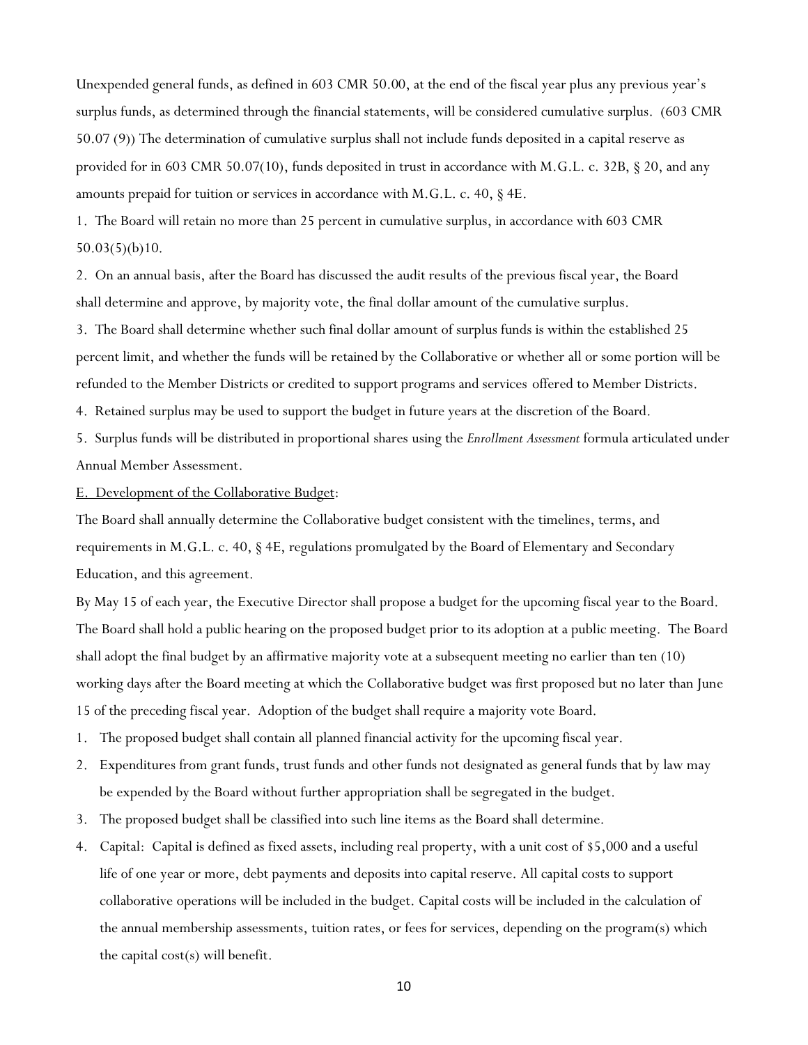Unexpended general funds, as defined in 603 CMR 50.00, at the end of the fiscal year plus any previous year's surplus funds, as determined through the financial statements, will be considered cumulative surplus. (603 CMR 50.07 (9)) The determination of cumulative surplus shall not include funds deposited in a capital reserve as provided for in 603 CMR 50.07(10), funds deposited in trust in accordance with M.G.L. c. 32B, § 20, and any amounts prepaid for tuition or services in accordance with M.G.L. c. 40, § 4E.

1. The Board will retain no more than 25 percent in cumulative surplus, in accordance with 603 CMR 50.03(5)(b)10.
2. On an annual basis, after the Board has discussed the audit results of the previous fiscal year, the Board shall determine and approve, by majority vote, the final dollar amount of the cumulative surplus.
3. The Board shall determine whether such final dollar amount of surplus funds is within the established 25 percent limit, and whether the funds will be retained by the Collaborative or whether all or some portion will be refunded to the Member Districts or credited to support programs and services offered to Member Districts.
4. Retained surplus may be used to support the budget in future years at the discretion of the Board.
5. Surplus funds will be distributed in proportional shares using the *Enrollment Assessment* formula articulated under Annual Member Assessment.

<u>E. Development of the Collaborative Budget</u>:

The Board shall annually determine the Collaborative budget consistent with the timelines, terms, and requirements in M.G.L. c. 40, § 4E, regulations promulgated by the Board of Elementary and Secondary Education, and this agreement.

By May 15 of each year, the Executive Director shall propose a budget for the upcoming fiscal year to the Board. The Board shall hold a public hearing on the proposed budget prior to its adoption at a public meeting. The Board shall adopt the final budget by an affirmative majority vote at a subsequent meeting no earlier than ten (10) working days after the Board meeting at which the Collaborative budget was first proposed but no later than June 15 of the preceding fiscal year. Adoption of the budget shall require a majority vote Board.

1. The proposed budget shall contain all planned financial activity for the upcoming fiscal year.
2. Expenditures from grant funds, trust funds and other funds not designated as general funds that by law may be expended by the Board without further appropriation shall be segregated in the budget.
3. The proposed budget shall be classified into such line items as the Board shall determine.
4. Capital: Capital is defined as fixed assets, including real property, with a unit cost of $5,000 and a useful life of one year or more, debt payments and deposits into capital reserve. All capital costs to support collaborative operations will be included in the budget. Capital costs will be included in the calculation of the annual membership assessments, tuition rates, or fees for services, depending on the program(s) which the capital cost(s) will benefit.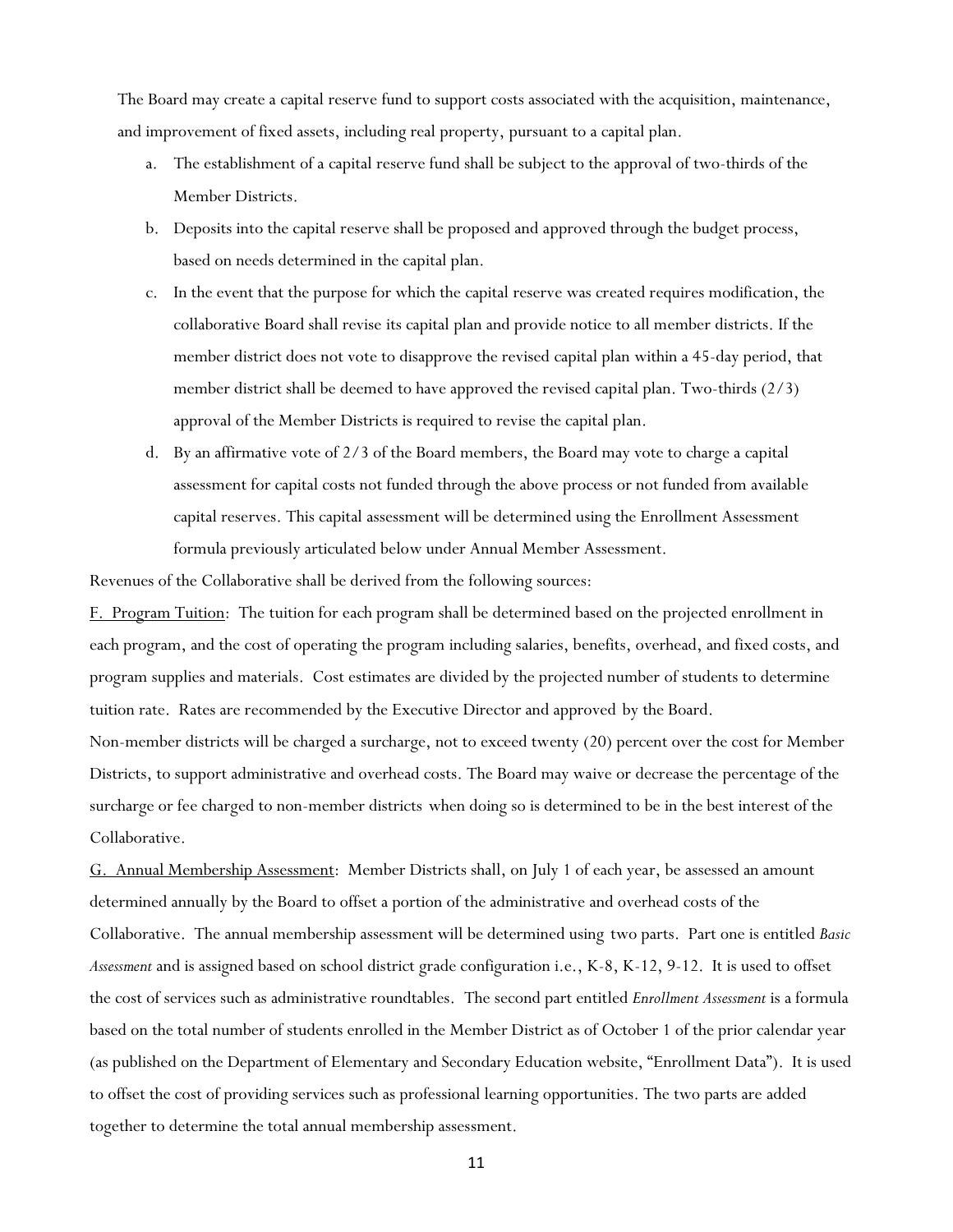The Board may create a capital reserve fund to support costs associated with the acquisition, maintenance, and improvement of fixed assets, including real property, pursuant to a capital plan.

a. The establishment of a capital reserve fund shall be subject to the approval of two-thirds of the Member Districts.
b. Deposits into the capital reserve shall be proposed and approved through the budget process, based on needs determined in the capital plan.
c. In the event that the purpose for which the capital reserve was created requires modification, the collaborative Board shall revise its capital plan and provide notice to all member districts. If the member district does not vote to disapprove the revised capital plan within a 45-day period, that member district shall be deemed to have approved the revised capital plan. Two-thirds (2/3) approval of the Member Districts is required to revise the capital plan.
d. By an affirmative vote of 2/3 of the Board members, the Board may vote to charge a capital assessment for capital costs not funded through the above process or not funded from available capital reserves. This capital assessment will be determined using the Enrollment Assessment formula previously articulated below under Annual Member Assessment.

Revenues of the Collaborative shall be derived from the following sources:

<u>F. Program Tuition</u>: The tuition for each program shall be determined based on the projected enrollment in each program, and the cost of operating the program including salaries, benefits, overhead, and fixed costs, and program supplies and materials. Cost estimates are divided by the projected number of students to determine tuition rate. Rates are recommended by the Executive Director and approved by the Board.

Non-member districts will be charged a surcharge, not to exceed twenty (20) percent over the cost for Member Districts, to support administrative and overhead costs. The Board may waive or decrease the percentage of the surcharge or fee charged to non-member districts when doing so is determined to be in the best interest of the Collaborative.

<u>G. Annual Membership Assessment</u>: Member Districts shall, on July 1 of each year, be assessed an amount determined annually by the Board to offset a portion of the administrative and overhead costs of the Collaborative. The annual membership assessment will be determined using two parts. Part one is entitled *Basic Assessment* and is assigned based on school district grade configuration i.e., K-8, K-12, 9-12. It is used to offset the cost of services such as administrative roundtables. The second part entitled *Enrollment Assessment* is a formula based on the total number of students enrolled in the Member District as of October 1 of the prior calendar year (as published on the Department of Elementary and Secondary Education website, "Enrollment Data"). It is used to offset the cost of providing services such as professional learning opportunities. The two parts are added together to determine the total annual membership assessment.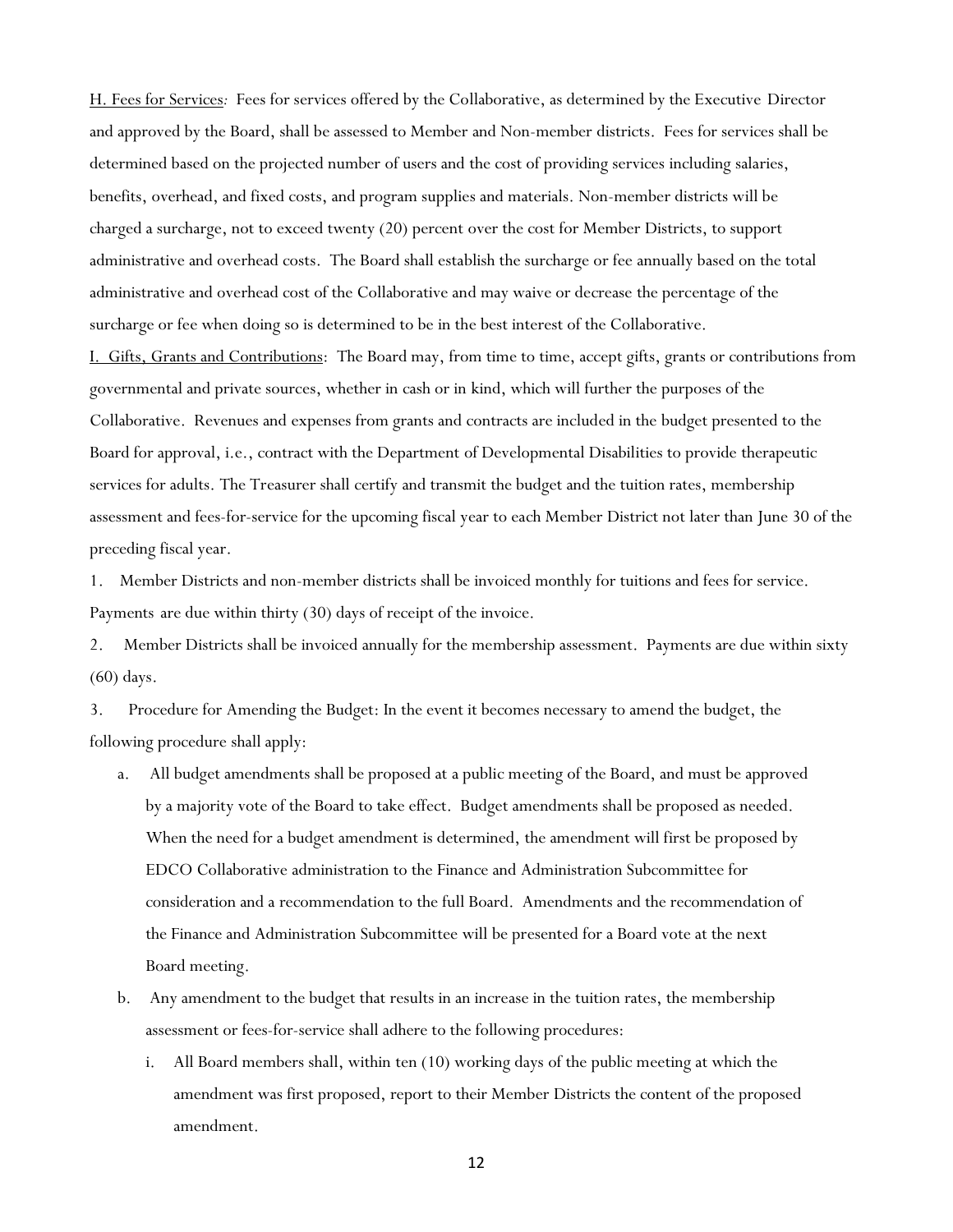<u>H. Fees for Services</u>: Fees for services offered by the Collaborative, as determined by the Executive Director and approved by the Board, shall be assessed to Member and Non-member districts. Fees for services shall be determined based on the projected number of users and the cost of providing services including salaries, benefits, overhead, and fixed costs, and program supplies and materials. Non-member districts will be charged a surcharge, not to exceed twenty (20) percent over the cost for Member Districts, to support administrative and overhead costs. The Board shall establish the surcharge or fee annually based on the total administrative and overhead cost of the Collaborative and may waive or decrease the percentage of the surcharge or fee when doing so is determined to be in the best interest of the Collaborative.

<u>I. Gifts, Grants and Contributions</u>: The Board may, from time to time, accept gifts, grants or contributions from governmental and private sources, whether in cash or in kind, which will further the purposes of the Collaborative. Revenues and expenses from grants and contracts are included in the budget presented to the Board for approval, i.e., contract with the Department of Developmental Disabilities to provide therapeutic services for adults. The Treasurer shall certify and transmit the budget and the tuition rates, membership assessment and fees-for-service for the upcoming fiscal year to each Member District not later than June 30 of the preceding fiscal year.

1. Member Districts and non-member districts shall be invoiced monthly for tuitions and fees for service. Payments are due within thirty (30) days of receipt of the invoice.

2. Member Districts shall be invoiced annually for the membership assessment. Payments are due within sixty (60) days.

3. Procedure for Amending the Budget: In the event it becomes necessary to amend the budget, the following procedure shall apply:

   a. All budget amendments shall be proposed at a public meeting of the Board, and must be approved by a majority vote of the Board to take effect. Budget amendments shall be proposed as needed. When the need for a budget amendment is determined, the amendment will first be proposed by EDCO Collaborative administration to the Finance and Administration Subcommittee for consideration and a recommendation to the full Board. Amendments and the recommendation of the Finance and Administration Subcommittee will be presented for a Board vote at the next Board meeting.

   b. Any amendment to the budget that results in an increase in the tuition rates, the membership assessment or fees-for-service shall adhere to the following procedures:

      i. All Board members shall, within ten (10) working days of the public meeting at which the amendment was first proposed, report to their Member Districts the content of the proposed amendment.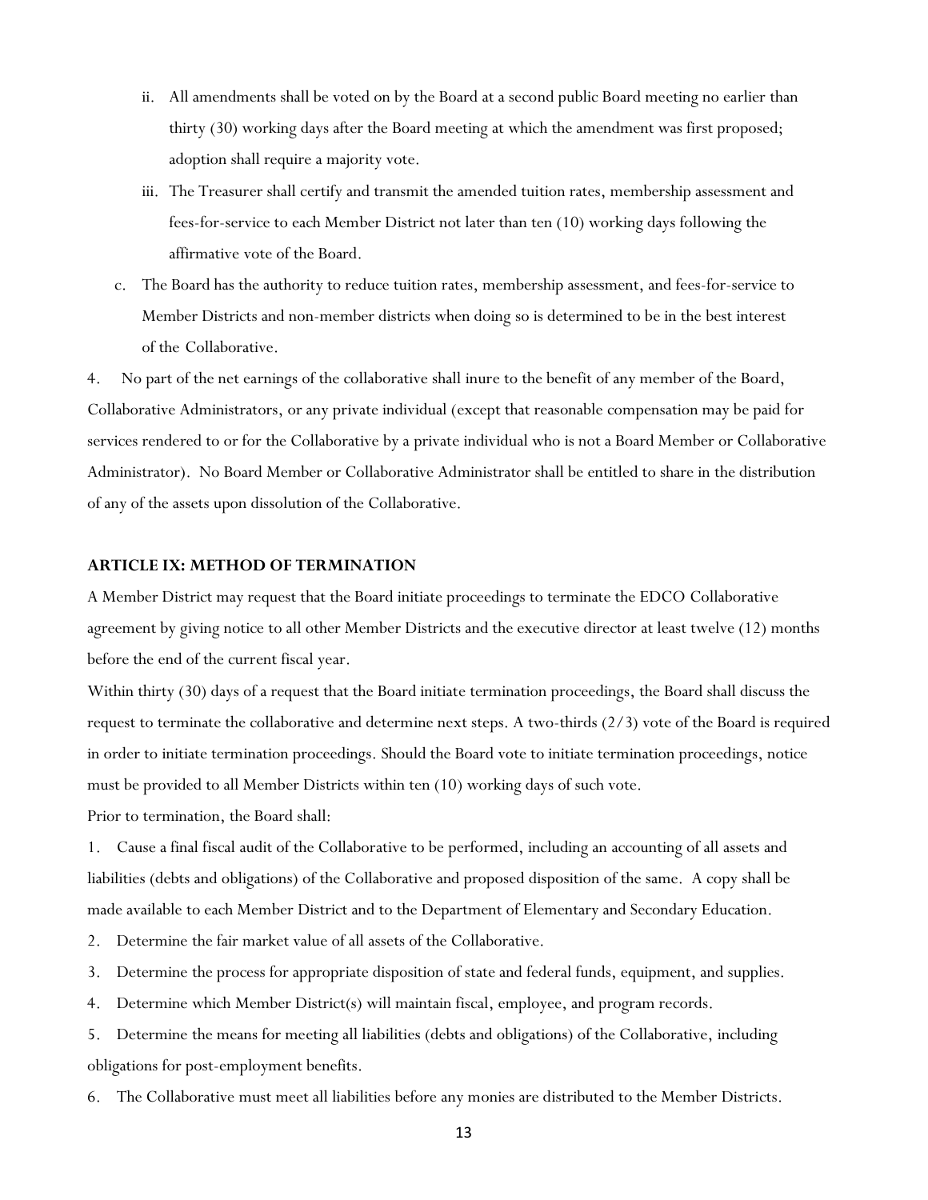ii. All amendments shall be voted on by the Board at a second public Board meeting no earlier than thirty (30) working days after the Board meeting at which the amendment was first proposed; adoption shall require a majority vote.

iii. The Treasurer shall certify and transmit the amended tuition rates, membership assessment and fees-for-service to each Member District not later than ten (10) working days following the affirmative vote of the Board.

c. The Board has the authority to reduce tuition rates, membership assessment, and fees-for-service to Member Districts and non-member districts when doing so is determined to be in the best interest of the Collaborative.

4. No part of the net earnings of the collaborative shall inure to the benefit of any member of the Board, Collaborative Administrators, or any private individual (except that reasonable compensation may be paid for services rendered to or for the Collaborative by a private individual who is not a Board Member or Collaborative Administrator). No Board Member or Collaborative Administrator shall be entitled to share in the distribution of any of the assets upon dissolution of the Collaborative.

**ARTICLE IX: METHOD OF TERMINATION**

A Member District may request that the Board initiate proceedings to terminate the EDCO Collaborative agreement by giving notice to all other Member Districts and the executive director at least twelve (12) months before the end of the current fiscal year.

Within thirty (30) days of a request that the Board initiate termination proceedings, the Board shall discuss the request to terminate the collaborative and determine next steps. A two-thirds (2/3) vote of the Board is required in order to initiate termination proceedings. Should the Board vote to initiate termination proceedings, notice must be provided to all Member Districts within ten (10) working days of such vote.

Prior to termination, the Board shall:

1. Cause a final fiscal audit of the Collaborative to be performed, including an accounting of all assets and liabilities (debts and obligations) of the Collaborative and proposed disposition of the same. A copy shall be made available to each Member District and to the Department of Elementary and Secondary Education.
2. Determine the fair market value of all assets of the Collaborative.
3. Determine the process for appropriate disposition of state and federal funds, equipment, and supplies.
4. Determine which Member District(s) will maintain fiscal, employee, and program records.
5. Determine the means for meeting all liabilities (debts and obligations) of the Collaborative, including obligations for post-employment benefits.
6. The Collaborative must meet all liabilities before any monies are distributed to the Member Districts.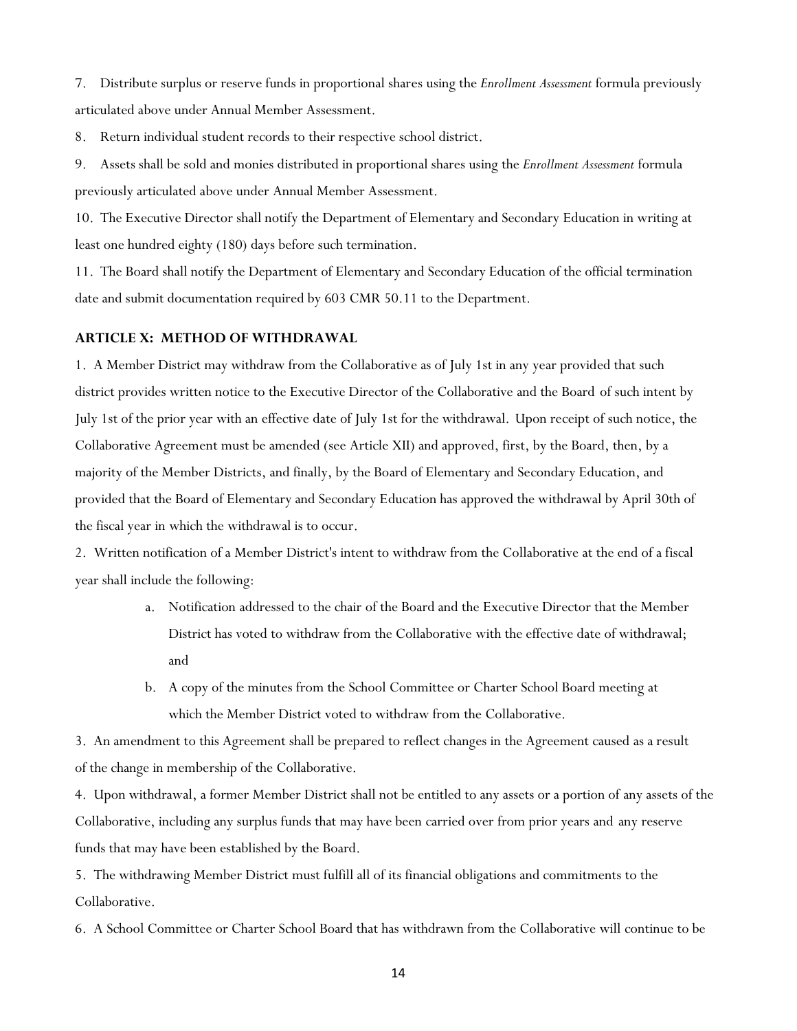7. Distribute surplus or reserve funds in proportional shares using the *Enrollment Assessment* formula previously articulated above under Annual Member Assessment.

8. Return individual student records to their respective school district.

9. Assets shall be sold and monies distributed in proportional shares using the *Enrollment Assessment* formula previously articulated above under Annual Member Assessment.

10. The Executive Director shall notify the Department of Elementary and Secondary Education in writing at least one hundred eighty (180) days before such termination.

11. The Board shall notify the Department of Elementary and Secondary Education of the official termination date and submit documentation required by 603 CMR 50.11 to the Department.

**ARTICLE X: METHOD OF WITHDRAWAL**

1. A Member District may withdraw from the Collaborative as of July 1st in any year provided that such district provides written notice to the Executive Director of the Collaborative and the Board of such intent by July 1st of the prior year with an effective date of July 1st for the withdrawal. Upon receipt of such notice, the Collaborative Agreement must be amended (see Article XII) and approved, first, by the Board, then, by a majority of the Member Districts, and finally, by the Board of Elementary and Secondary Education, and provided that the Board of Elementary and Secondary Education has approved the withdrawal by April 30th of the fiscal year in which the withdrawal is to occur.

2. Written notification of a Member District's intent to withdraw from the Collaborative at the end of a fiscal year shall include the following:

   a. Notification addressed to the chair of the Board and the Executive Director that the Member District has voted to withdraw from the Collaborative with the effective date of withdrawal; and

   b. A copy of the minutes from the School Committee or Charter School Board meeting at which the Member District voted to withdraw from the Collaborative.

3. An amendment to this Agreement shall be prepared to reflect changes in the Agreement caused as a result of the change in membership of the Collaborative.

4. Upon withdrawal, a former Member District shall not be entitled to any assets or a portion of any assets of the Collaborative, including any surplus funds that may have been carried over from prior years and any reserve funds that may have been established by the Board.

5. The withdrawing Member District must fulfill all of its financial obligations and commitments to the Collaborative.

6. A School Committee or Charter School Board that has withdrawn from the Collaborative will continue to be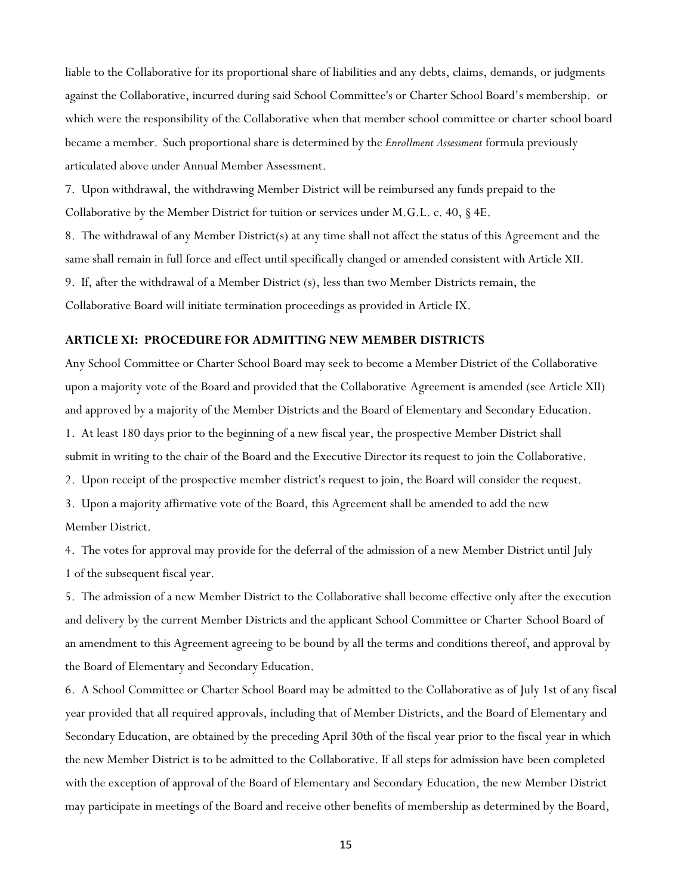liable to the Collaborative for its proportional share of liabilities and any debts, claims, demands, or judgments against the Collaborative, incurred during said School Committee's or Charter School Board's membership. or which were the responsibility of the Collaborative when that member school committee or charter school board became a member. Such proportional share is determined by the *Enrollment Assessment* formula previously articulated above under Annual Member Assessment.

7. Upon withdrawal, the withdrawing Member District will be reimbursed any funds prepaid to the Collaborative by the Member District for tuition or services under M.G.L. c. 40, § 4E.

8. The withdrawal of any Member District(s) at any time shall not affect the status of this Agreement and the same shall remain in full force and effect until specifically changed or amended consistent with Article XII.

9. If, after the withdrawal of a Member District (s), less than two Member Districts remain, the Collaborative Board will initiate termination proceedings as provided in Article IX.

## ARTICLE XI: PROCEDURE FOR ADMITTING NEW MEMBER DISTRICTS

Any School Committee or Charter School Board may seek to become a Member District of the Collaborative upon a majority vote of the Board and provided that the Collaborative Agreement is amended (see Article XII) and approved by a majority of the Member Districts and the Board of Elementary and Secondary Education.

1. At least 180 days prior to the beginning of a new fiscal year, the prospective Member District shall submit in writing to the chair of the Board and the Executive Director its request to join the Collaborative.

2. Upon receipt of the prospective member district's request to join, the Board will consider the request.

3. Upon a majority affirmative vote of the Board, this Agreement shall be amended to add the new Member District.

4. The votes for approval may provide for the deferral of the admission of a new Member District until July 1 of the subsequent fiscal year.

5. The admission of a new Member District to the Collaborative shall become effective only after the execution and delivery by the current Member Districts and the applicant School Committee or Charter School Board of an amendment to this Agreement agreeing to be bound by all the terms and conditions thereof, and approval by the Board of Elementary and Secondary Education.

6. A School Committee or Charter School Board may be admitted to the Collaborative as of July 1st of any fiscal year provided that all required approvals, including that of Member Districts, and the Board of Elementary and Secondary Education, are obtained by the preceding April 30th of the fiscal year prior to the fiscal year in which the new Member District is to be admitted to the Collaborative. If all steps for admission have been completed with the exception of approval of the Board of Elementary and Secondary Education, the new Member District may participate in meetings of the Board and receive other benefits of membership as determined by the Board,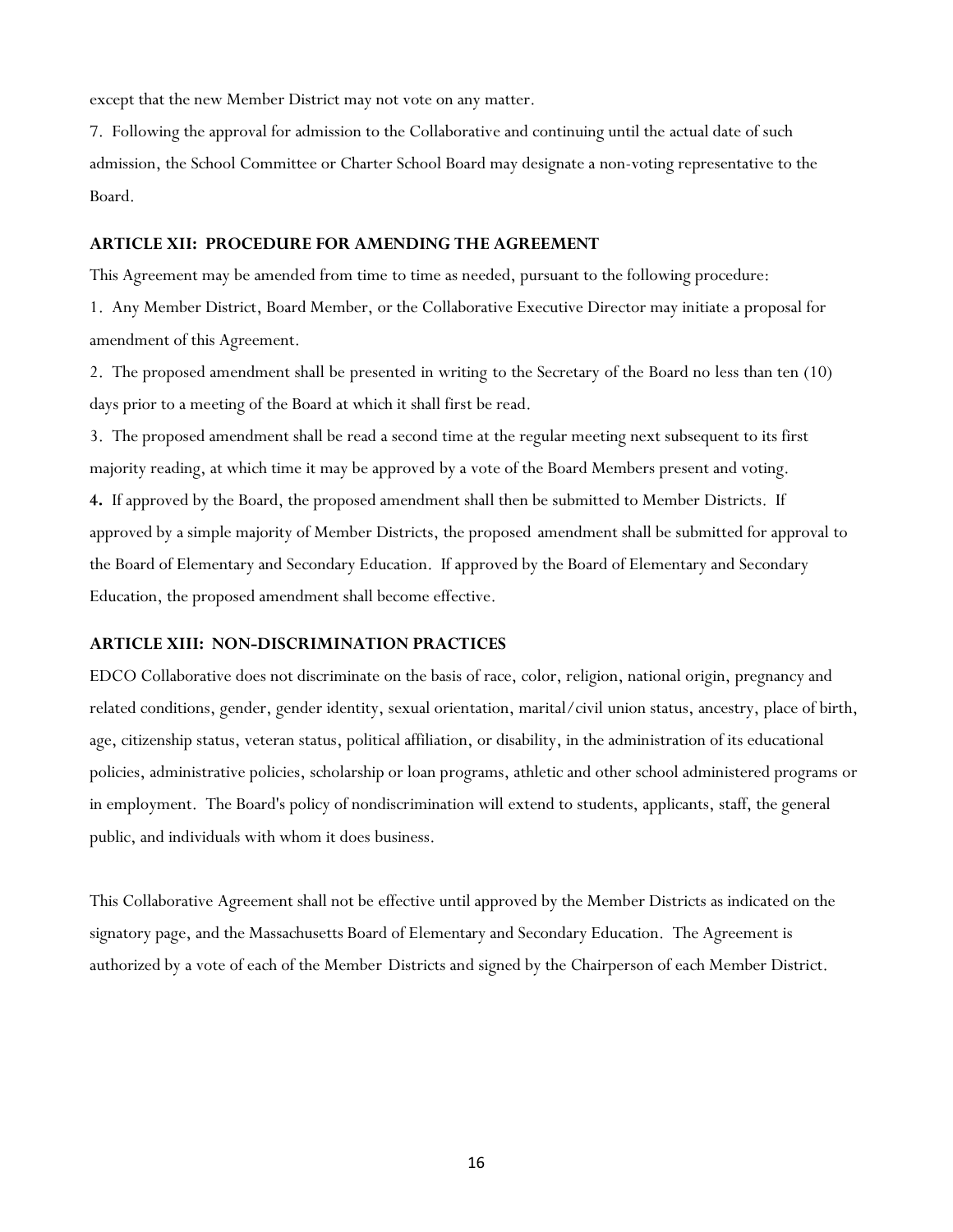except that the new Member District may not vote on any matter.

7. Following the approval for admission to the Collaborative and continuing until the actual date of such admission, the School Committee or Charter School Board may designate a non-voting representative to the Board.

### ARTICLE XII: PROCEDURE FOR AMENDING THE AGREEMENT

This Agreement may be amended from time to time as needed, pursuant to the following procedure:

1. Any Member District, Board Member, or the Collaborative Executive Director may initiate a proposal for amendment of this Agreement.

2. The proposed amendment shall be presented in writing to the Secretary of the Board no less than ten (10) days prior to a meeting of the Board at which it shall first be read.

3. The proposed amendment shall be read a second time at the regular meeting next subsequent to its first majority reading, at which time it may be approved by a vote of the Board Members present and voting.

**4.** If approved by the Board, the proposed amendment shall then be submitted to Member Districts. If approved by a simple majority of Member Districts, the proposed amendment shall be submitted for approval to the Board of Elementary and Secondary Education. If approved by the Board of Elementary and Secondary Education, the proposed amendment shall become effective.

### ARTICLE XIII: NON-DISCRIMINATION PRACTICES

EDCO Collaborative does not discriminate on the basis of race, color, religion, national origin, pregnancy and related conditions, gender, gender identity, sexual orientation, marital/civil union status, ancestry, place of birth, age, citizenship status, veteran status, political affiliation, or disability, in the administration of its educational policies, administrative policies, scholarship or loan programs, athletic and other school administered programs or in employment. The Board's policy of nondiscrimination will extend to students, applicants, staff, the general public, and individuals with whom it does business.

This Collaborative Agreement shall not be effective until approved by the Member Districts as indicated on the signatory page, and the Massachusetts Board of Elementary and Secondary Education. The Agreement is authorized by a vote of each of the Member Districts and signed by the Chairperson of each Member District.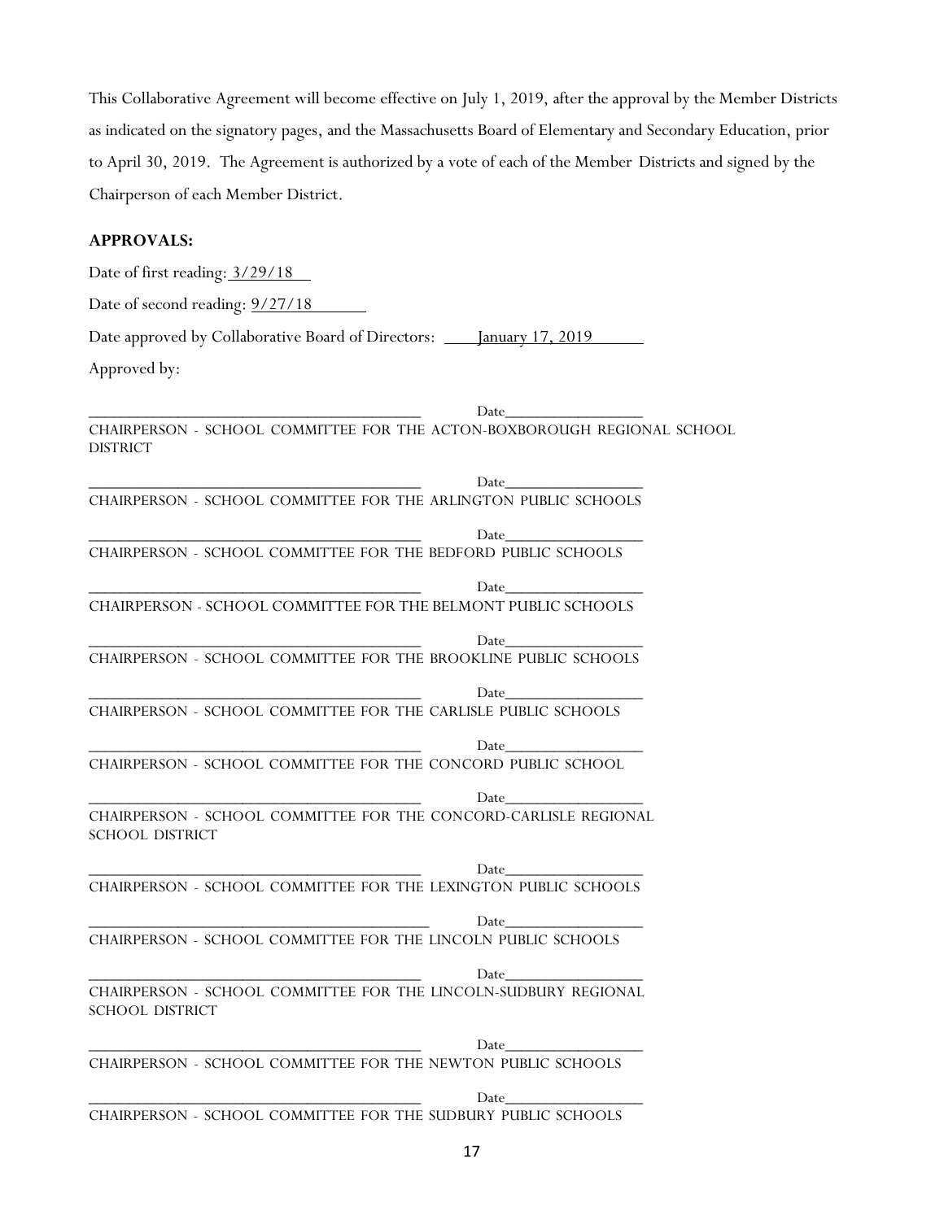This Collaborative Agreement will become effective on July 1, 2019, after the approval by the Member Districts as indicated on the signatory pages, and the Massachusetts Board of Elementary and Secondary Education, prior to April 30, 2019. The Agreement is authorized by a vote of each of the Member Districts and signed by the Chairperson of each Member District.

**APPROVALS:**

Date of first reading: 3/29/18

Date of second reading: 9/27/18

Date approved by Collaborative Board of Directors: January 17, 2019

Approved by:

_________________________________________ Date_________________
CHAIRPERSON - SCHOOL COMMITTEE FOR THE ACTON-BOXBOROUGH REGIONAL SCHOOL DISTRICT

_________________________________________ Date_________________
CHAIRPERSON - SCHOOL COMMITTEE FOR THE ARLINGTON PUBLIC SCHOOLS

_________________________________________ Date_________________
CHAIRPERSON - SCHOOL COMMITTEE FOR THE BEDFORD PUBLIC SCHOOLS

_________________________________________ Date_________________
CHAIRPERSON - SCHOOL COMMITTEE FOR THE BELMONT PUBLIC SCHOOLS

_________________________________________ Date_________________
CHAIRPERSON - SCHOOL COMMITTEE FOR THE BROOKLINE PUBLIC SCHOOLS

_________________________________________ Date_________________
CHAIRPERSON - SCHOOL COMMITTEE FOR THE CARLISLE PUBLIC SCHOOLS

_________________________________________ Date_________________
CHAIRPERSON - SCHOOL COMMITTEE FOR THE CONCORD PUBLIC SCHOOL

_________________________________________ Date_________________
CHAIRPERSON - SCHOOL COMMITTEE FOR THE CONCORD-CARLISLE REGIONAL SCHOOL DISTRICT

_________________________________________ Date_________________
CHAIRPERSON - SCHOOL COMMITTEE FOR THE LEXINGTON PUBLIC SCHOOLS

_________________________________________ Date_________________
CHAIRPERSON - SCHOOL COMMITTEE FOR THE LINCOLN PUBLIC SCHOOLS

_________________________________________ Date_________________
CHAIRPERSON - SCHOOL COMMITTEE FOR THE LINCOLN-SUDBURY REGIONAL SCHOOL DISTRICT

_________________________________________ Date_________________
CHAIRPERSON - SCHOOL COMMITTEE FOR THE NEWTON PUBLIC SCHOOLS

_________________________________________ Date_________________
CHAIRPERSON - SCHOOL COMMITTEE FOR THE SUDBURY PUBLIC SCHOOLS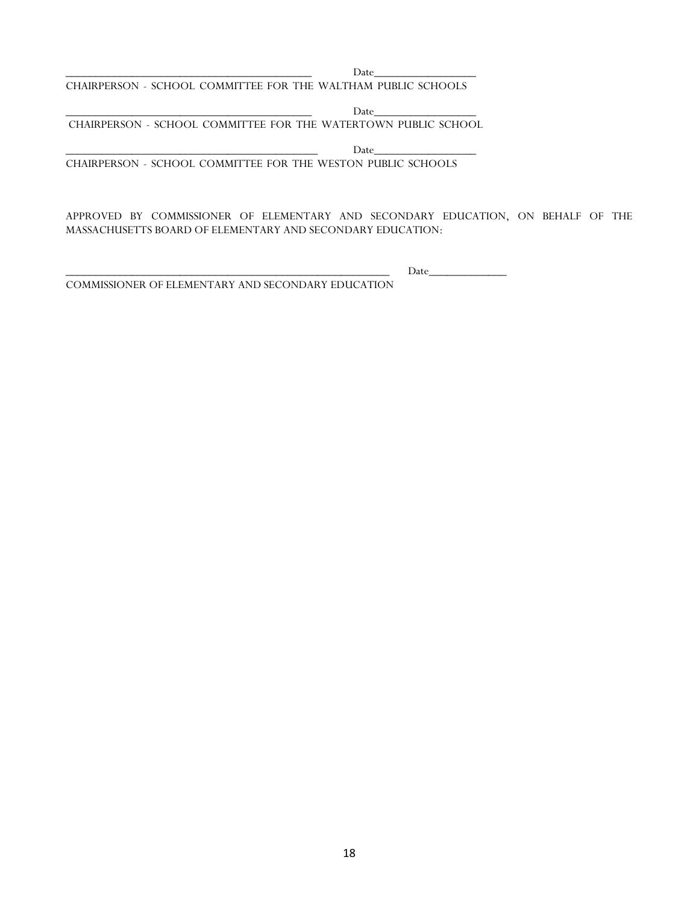_______________________________________________ Date__________________
CHAIRPERSON - SCHOOL COMMITTEE FOR THE WALTHAM PUBLIC SCHOOLS

_______________________________________________ Date__________________
CHAIRPERSON - SCHOOL COMMITTEE FOR THE WATERTOWN PUBLIC SCHOOL

_______________________________________________ Date__________________
CHAIRPERSON - SCHOOL COMMITTEE FOR THE WESTON PUBLIC SCHOOLS

APPROVED BY COMMISSIONER OF ELEMENTARY AND SECONDARY EDUCATION, ON BEHALF OF THE MASSACHUSETTS BOARD OF ELEMENTARY AND SECONDARY EDUCATION:

______________________________________________________________ Date______________
COMMISSIONER OF ELEMENTARY AND SECONDARY EDUCATION